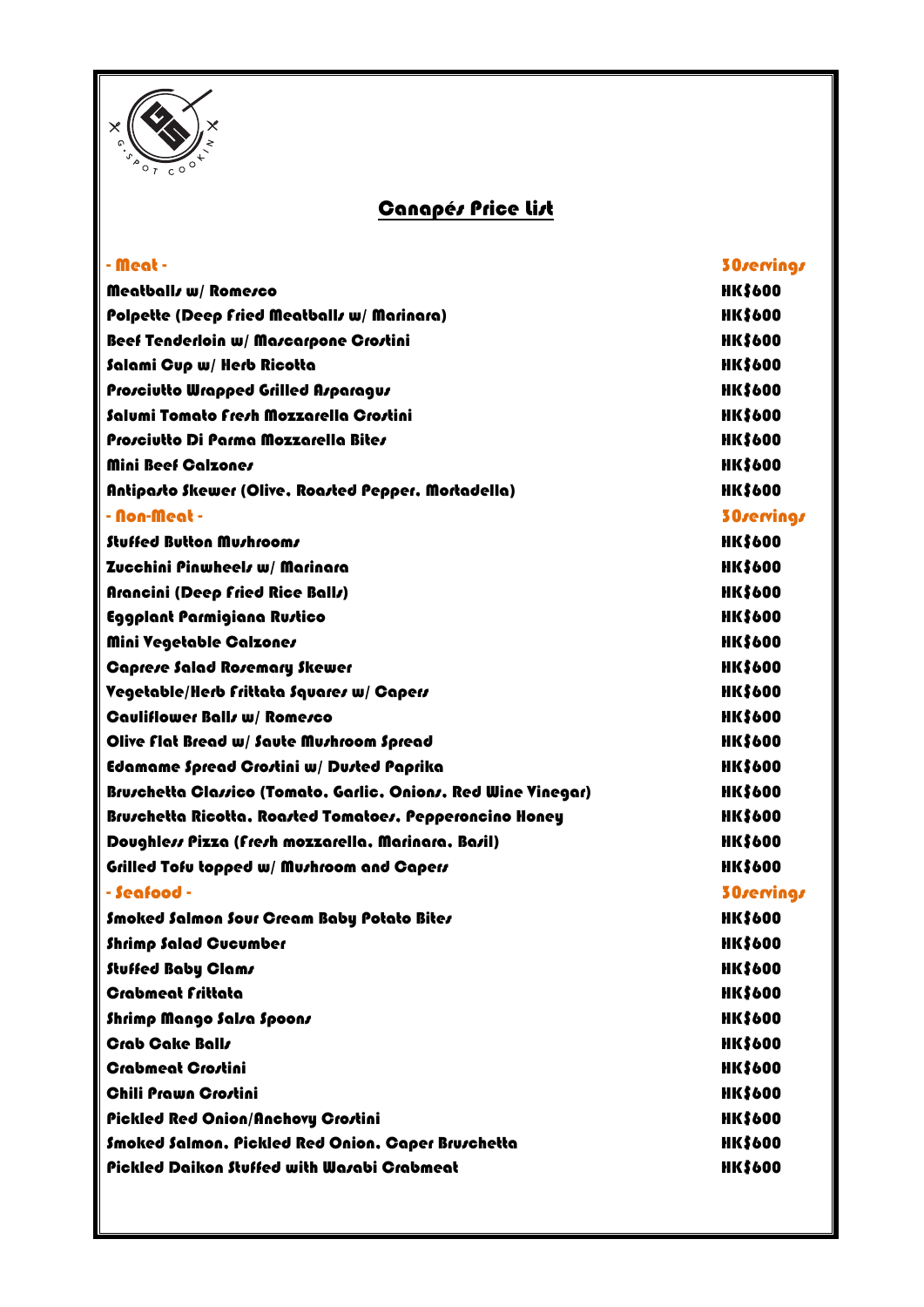## Canapés Price List

| - Meat - | 30servings |
|---|---|
| Meatballs w/ Romesco | HK$600 |
| Polpette (Deep Fried Meatballs w/ Marinara) | HK$600 |
| Beef Tenderloin w/ Mascarpone Crostini | HK$600 |
| Salami Cup w/ Herb Ricotta | HK$600 |
| Prosciutto Wrapped Grilled Asparagus | HK$600 |
| Salumi Tomato Fresh Mozzarella Crostini | HK$600 |
| Prosciutto Di Parma Mozzarella Bites | HK$600 |
| Mini Beef Calzones | HK$600 |
| Antipasto Skewer (Olive, Roasted Pepper, Mortadella) | HK$600 |
| **- Non-Meat -** | **30servings** |
| Stuffed Button Mushrooms | HK$600 |
| Zucchini Pinwheels w/ Marinara | HK$600 |
| Arancini (Deep Fried Rice Balls) | HK$600 |
| Eggplant Parmigiana Rustico | HK$600 |
| Mini Vegetable Calzones | HK$600 |
| Caprese Salad Rosemary Skewer | HK$600 |
| Vegetable/Herb Frittata Squares w/ Capers | HK$600 |
| Cauliflower Balls w/ Romesco | HK$600 |
| Olive Flat Bread w/ Saute Mushroom Spread | HK$600 |
| Edamame Spread Crostini w/ Dusted Paprika | HK$600 |
| Bruschetta Classico (Tomato, Garlic, Onions, Red Wine Vinegar) | HK$600 |
| Bruschetta Ricotta, Roasted Tomatoes, Pepperoncino Honey | HK$600 |
| Doughless Pizza (Fresh mozzarella, Marinara, Basil) | HK$600 |
| Grilled Tofu topped w/ Mushroom and Capers | HK$600 |
| **- Seafood -** | **30servings** |
| Smoked Salmon Sour Cream Baby Potato Bites | HK$600 |
| Shrimp Salad Cucumber | HK$600 |
| Stuffed Baby Clams | HK$600 |
| Crabmeat Frittata | HK$600 |
| Shrimp Mango Salsa Spoons | HK$600 |
| Crab Cake Balls | HK$600 |
| Crabmeat Crostini | HK$600 |
| Chili Prawn Crostini | HK$600 |
| Pickled Red Onion/Anchovy Crostini | HK$600 |
| Smoked Salmon, Pickled Red Onion, Caper Bruschetta | HK$600 |
| Pickled Daikon Stuffed with Wasabi Crabmeat | HK$600 |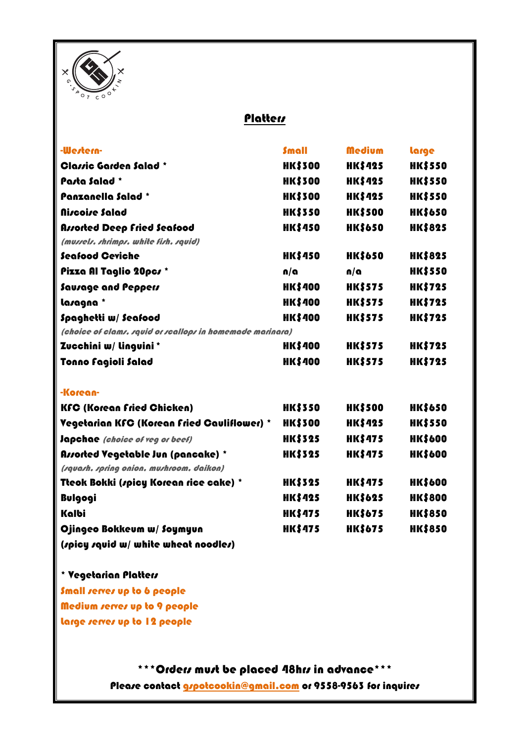## Platters

| -Western- | Small | Medium | Large |
| --- | --- | --- | --- |
| **Classic Garden Salad** * | HK$300 | HK$425 | HK$550 |
| **Pasta Salad** * | HK$300 | HK$425 | HK$550 |
| **Panzanella Salad** * | HK$300 | HK$425 | HK$550 |
| **Niscoise Salad** | HK$350 | HK$500 | HK$650 |
| **Assorted Deep Fried Seafood** *(mussels, shrimps, white fish, squid)* | HK$450 | HK$650 | HK$825 |
| **Seafood Ceviche** | HK$450 | HK$650 | HK$825 |
| **Pizza Al Taglio 20pcs** * | n/a | n/a | HK$550 |
| **Sausage and Peppers** | HK$400 | HK$575 | HK$725 |
| **Lasagna** * | HK$400 | HK$575 | HK$725 |
| **Spaghetti w/ Seafood** *(choice of clams, squid or scallops in homemade marinara)* | HK$400 | HK$575 | HK$725 |
| **Zucchini w/ Linguini** * | HK$400 | HK$575 | HK$725 |
| **Tonno Fagioli Salad** | HK$400 | HK$575 | HK$725 |
| **-Korean-** | | | |
| **KFC (Korean Fried Chicken)** | HK$350 | HK$500 | HK$650 |
| **Vegetarian KFC (Korean Fried Cauliflower)** * | HK$300 | HK$425 | HK$550 |
| **Japchae** *(choice of veg or beef)* | HK$325 | HK$475 | HK$600 |
| **Assorted Vegetable Jun (pancake)** * *(squash, spring onion, mushroom, daikon)* | HK$325 | HK$475 | HK$600 |
| **Tteok Bokki (spicy Korean rice cake)** * | HK$325 | HK$475 | HK$600 |
| **Bulgogi** | HK$425 | HK$625 | HK$800 |
| **Kalbi** | HK$475 | HK$675 | HK$850 |
| **Ojingeo Bokkeum w/ Soymyun (spicy squid w/ white wheat noodles)** | HK$475 | HK$675 | HK$850 |

**\* Vegetarian Platters**

**Small serves up to 6 people**
**Medium serves up to 9 people**
**Large serves up to 12 people**

**\*\*\*Orders must be placed 48hrs in advance\*\*\***

**Please contact gspotcookin@gmail.com or 9558-9563 for inquires**